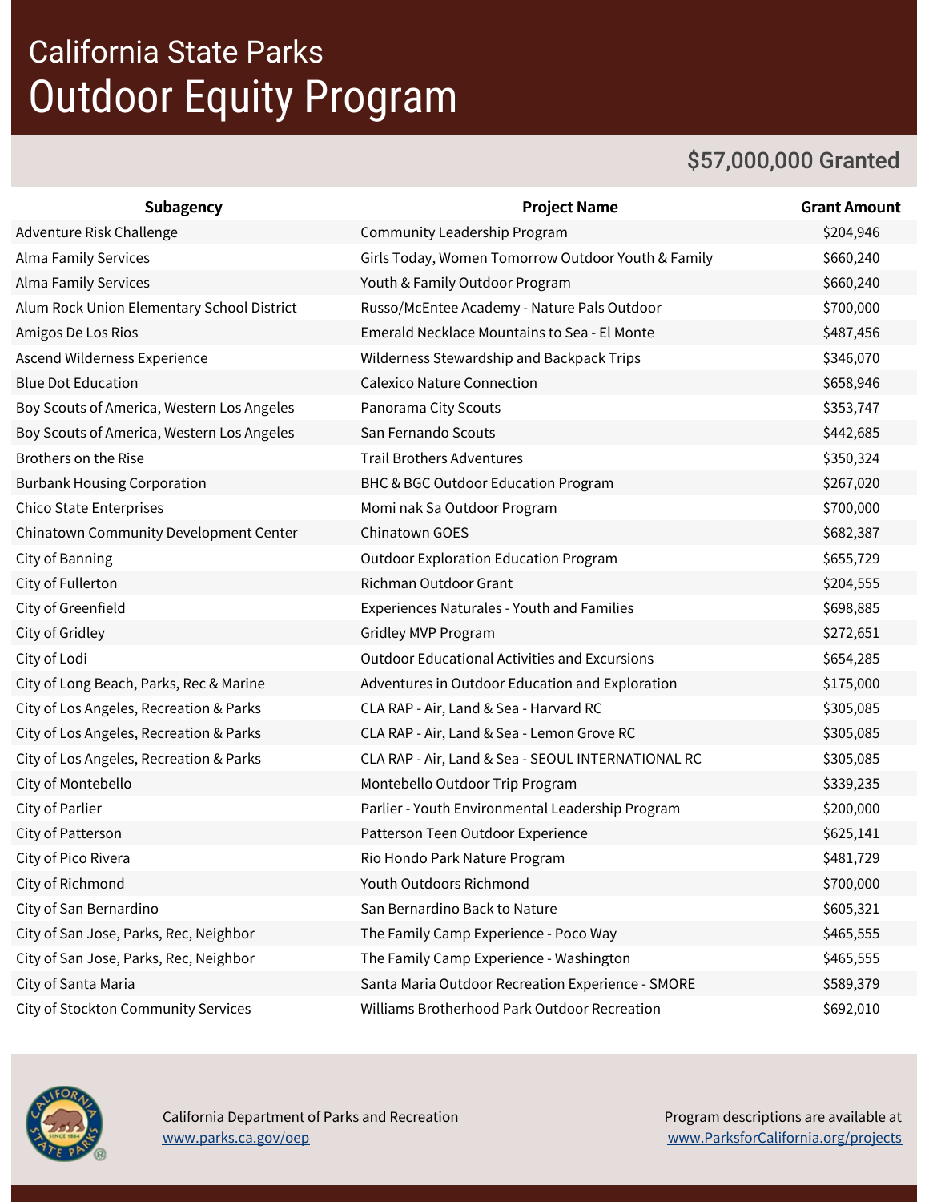# California State Parks

# Outdoor Equity Program

**$57,000,000 Granted**

| Subagency | Project Name | Grant Amount |
|---|---|---|
| Adventure Risk Challenge | Community Leadership Program | $204,946 |
| Alma Family Services | Girls Today, Women Tomorrow Outdoor Youth & Family | $660,240 |
| Alma Family Services | Youth & Family Outdoor Program | $660,240 |
| Alum Rock Union Elementary School District | Russo/McEntee Academy - Nature Pals Outdoor | $700,000 |
| Amigos De Los Rios | Emerald Necklace Mountains to Sea - El Monte | $487,456 |
| Ascend Wilderness Experience | Wilderness Stewardship and Backpack Trips | $346,070 |
| Blue Dot Education | Calexico Nature Connection | $658,946 |
| Boy Scouts of America, Western Los Angeles | Panorama City Scouts | $353,747 |
| Boy Scouts of America, Western Los Angeles | San Fernando Scouts | $442,685 |
| Brothers on the Rise | Trail Brothers Adventures | $350,324 |
| Burbank Housing Corporation | BHC & BGC Outdoor Education Program | $267,020 |
| Chico State Enterprises | Momi nak Sa Outdoor Program | $700,000 |
| Chinatown Community Development Center | Chinatown GOES | $682,387 |
| City of Banning | Outdoor Exploration Education Program | $655,729 |
| City of Fullerton | Richman Outdoor Grant | $204,555 |
| City of Greenfield | Experiences Naturales - Youth and Families | $698,885 |
| City of Gridley | Gridley MVP Program | $272,651 |
| City of Lodi | Outdoor Educational Activities and Excursions | $654,285 |
| City of Long Beach, Parks, Rec & Marine | Adventures in Outdoor Education and Exploration | $175,000 |
| City of Los Angeles, Recreation & Parks | CLA RAP - Air, Land & Sea - Harvard RC | $305,085 |
| City of Los Angeles, Recreation & Parks | CLA RAP - Air, Land & Sea - Lemon Grove RC | $305,085 |
| City of Los Angeles, Recreation & Parks | CLA RAP - Air, Land & Sea - SEOUL INTERNATIONAL RC | $305,085 |
| City of Montebello | Montebello Outdoor Trip Program | $339,235 |
| City of Parlier | Parlier - Youth Environmental Leadership Program | $200,000 |
| City of Patterson | Patterson Teen Outdoor Experience | $625,141 |
| City of Pico Rivera | Rio Hondo Park Nature Program | $481,729 |
| City of Richmond | Youth Outdoors Richmond | $700,000 |
| City of San Bernardino | San Bernardino Back to Nature | $605,321 |
| City of San Jose, Parks, Rec, Neighbor | The Family Camp Experience - Poco Way | $465,555 |
| City of San Jose, Parks, Rec, Neighbor | The Family Camp Experience - Washington | $465,555 |
| City of Santa Maria | Santa Maria Outdoor Recreation Experience - SMORE | $589,379 |
| City of Stockton Community Services | Williams Brotherhood Park Outdoor Recreation | $692,010 |

California Department of Parks and Recreation
www.parks.ca.gov/oep

Program descriptions are available at
www.ParksforCalifornia.org/projects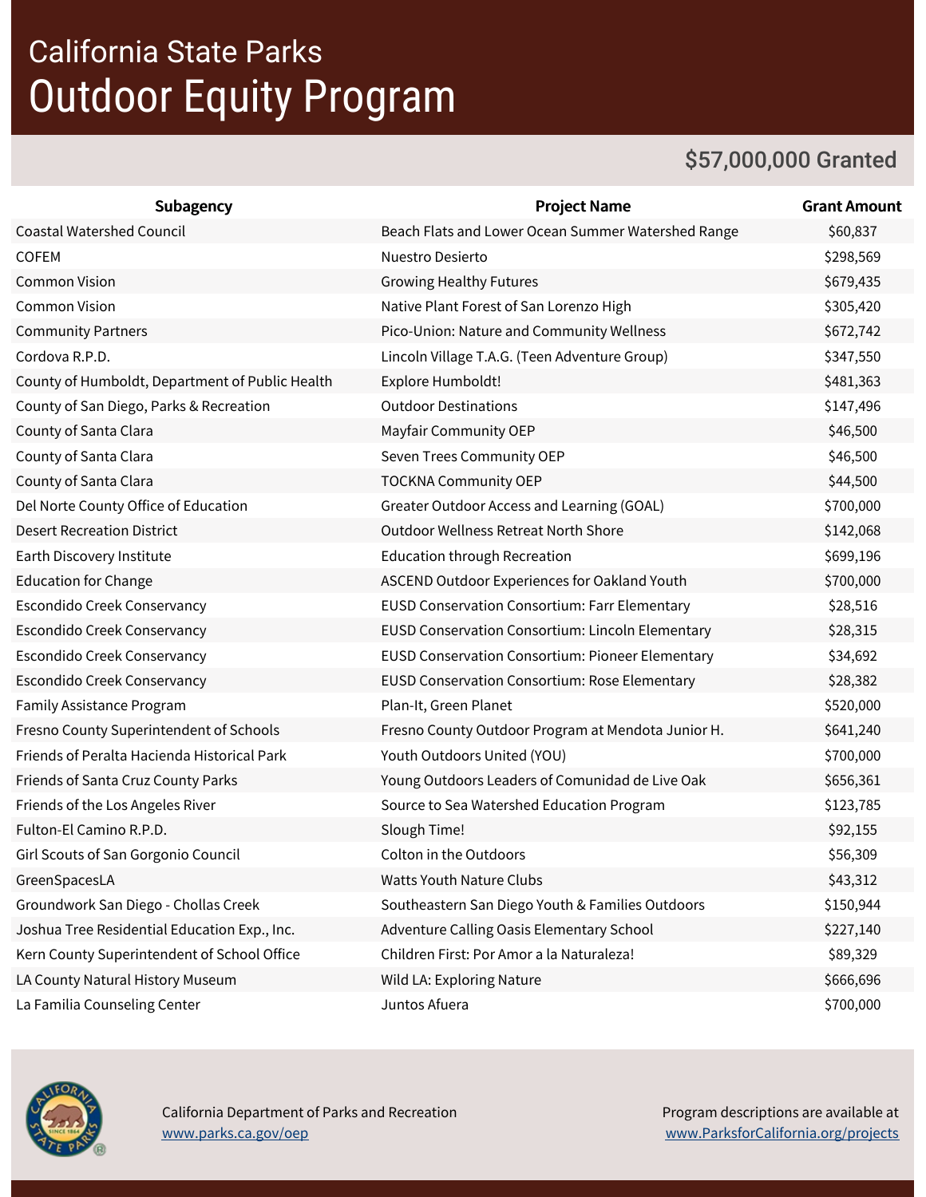# California State Parks

# Outdoor Equity Program

## $57,000,000 Granted

| Subagency | Project Name | Grant Amount |
|---|---|---|
| Coastal Watershed Council | Beach Flats and Lower Ocean Summer Watershed Range | $60,837 |
| COFEM | Nuestro Desierto | $298,569 |
| Common Vision | Growing Healthy Futures | $679,435 |
| Common Vision | Native Plant Forest of San Lorenzo High | $305,420 |
| Community Partners | Pico-Union: Nature and Community Wellness | $672,742 |
| Cordova R.P.D. | Lincoln Village T.A.G. (Teen Adventure Group) | $347,550 |
| County of Humboldt, Department of Public Health | Explore Humboldt! | $481,363 |
| County of San Diego, Parks & Recreation | Outdoor Destinations | $147,496 |
| County of Santa Clara | Mayfair Community OEP | $46,500 |
| County of Santa Clara | Seven Trees Community OEP | $46,500 |
| County of Santa Clara | TOCKNA Community OEP | $44,500 |
| Del Norte County Office of Education | Greater Outdoor Access and Learning (GOAL) | $700,000 |
| Desert Recreation District | Outdoor Wellness Retreat North Shore | $142,068 |
| Earth Discovery Institute | Education through Recreation | $699,196 |
| Education for Change | ASCEND Outdoor Experiences for Oakland Youth | $700,000 |
| Escondido Creek Conservancy | EUSD Conservation Consortium: Farr Elementary | $28,516 |
| Escondido Creek Conservancy | EUSD Conservation Consortium: Lincoln Elementary | $28,315 |
| Escondido Creek Conservancy | EUSD Conservation Consortium: Pioneer Elementary | $34,692 |
| Escondido Creek Conservancy | EUSD Conservation Consortium: Rose Elementary | $28,382 |
| Family Assistance Program | Plan-It, Green Planet | $520,000 |
| Fresno County Superintendent of Schools | Fresno County Outdoor Program at Mendota Junior H. | $641,240 |
| Friends of Peralta Hacienda Historical Park | Youth Outdoors United (YOU) | $700,000 |
| Friends of Santa Cruz County Parks | Young Outdoors Leaders of Comunidad de Live Oak | $656,361 |
| Friends of the Los Angeles River | Source to Sea Watershed Education Program | $123,785 |
| Fulton-El Camino R.P.D. | Slough Time! | $92,155 |
| Girl Scouts of San Gorgonio Council | Colton in the Outdoors | $56,309 |
| GreenSpacesLA | Watts Youth Nature Clubs | $43,312 |
| Groundwork San Diego - Chollas Creek | Southeastern San Diego Youth & Families Outdoors | $150,944 |
| Joshua Tree Residential Education Exp., Inc. | Adventure Calling Oasis Elementary School | $227,140 |
| Kern County Superintendent of School Office | Children First: Por Amor a la Naturaleza! | $89,329 |
| LA County Natural History Museum | Wild LA: Exploring Nature | $666,696 |
| La Familia Counseling Center | Juntos Afuera | $700,000 |

California Department of Parks and Recreation
www.parks.ca.gov/oep

Program descriptions are available at
www.ParksforCalifornia.org/projects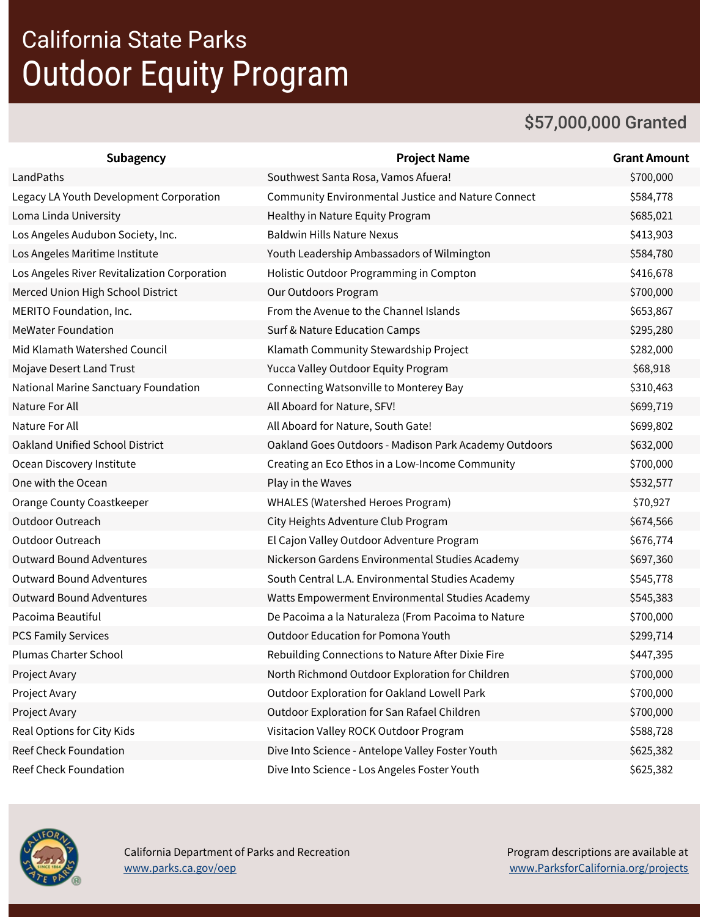# California State Parks

# Outdoor Equity Program

**$57,000,000 Granted**

| Subagency | Project Name | Grant Amount |
|---|---|---|
| LandPaths | Southwest Santa Rosa, Vamos Afuera! | $700,000 |
| Legacy LA Youth Development Corporation | Community Environmental Justice and Nature Connect | $584,778 |
| Loma Linda University | Healthy in Nature Equity Program | $685,021 |
| Los Angeles Audubon Society, Inc. | Baldwin Hills Nature Nexus | $413,903 |
| Los Angeles Maritime Institute | Youth Leadership Ambassadors of Wilmington | $584,780 |
| Los Angeles River Revitalization Corporation | Holistic Outdoor Programming in Compton | $416,678 |
| Merced Union High School District | Our Outdoors Program | $700,000 |
| MERITO Foundation, Inc. | From the Avenue to the Channel Islands | $653,867 |
| MeWater Foundation | Surf & Nature Education Camps | $295,280 |
| Mid Klamath Watershed Council | Klamath Community Stewardship Project | $282,000 |
| Mojave Desert Land Trust | Yucca Valley Outdoor Equity Program | $68,918 |
| National Marine Sanctuary Foundation | Connecting Watsonville to Monterey Bay | $310,463 |
| Nature For All | All Aboard for Nature, SFV! | $699,719 |
| Nature For All | All Aboard for Nature, South Gate! | $699,802 |
| Oakland Unified School District | Oakland Goes Outdoors - Madison Park Academy Outdoors | $632,000 |
| Ocean Discovery Institute | Creating an Eco Ethos in a Low-Income Community | $700,000 |
| One with the Ocean | Play in the Waves | $532,577 |
| Orange County Coastkeeper | WHALES (Watershed Heroes Program) | $70,927 |
| Outdoor Outreach | City Heights Adventure Club Program | $674,566 |
| Outdoor Outreach | El Cajon Valley Outdoor Adventure Program | $676,774 |
| Outward Bound Adventures | Nickerson Gardens Environmental Studies Academy | $697,360 |
| Outward Bound Adventures | South Central L.A. Environmental Studies Academy | $545,778 |
| Outward Bound Adventures | Watts Empowerment Environmental Studies Academy | $545,383 |
| Pacoima Beautiful | De Pacoima a la Naturaleza (From Pacoima to Nature | $700,000 |
| PCS Family Services | Outdoor Education for Pomona Youth | $299,714 |
| Plumas Charter School | Rebuilding Connections to Nature After Dixie Fire | $447,395 |
| Project Avary | North Richmond Outdoor Exploration for Children | $700,000 |
| Project Avary | Outdoor Exploration for Oakland Lowell Park | $700,000 |
| Project Avary | Outdoor Exploration for San Rafael Children | $700,000 |
| Real Options for City Kids | Visitacion Valley ROCK Outdoor Program | $588,728 |
| Reef Check Foundation | Dive Into Science - Antelope Valley Foster Youth | $625,382 |
| Reef Check Foundation | Dive Into Science - Los Angeles Foster Youth | $625,382 |

California Department of Parks and Recreation
www.parks.ca.gov/oep

Program descriptions are available at
www.ParksforCalifornia.org/projects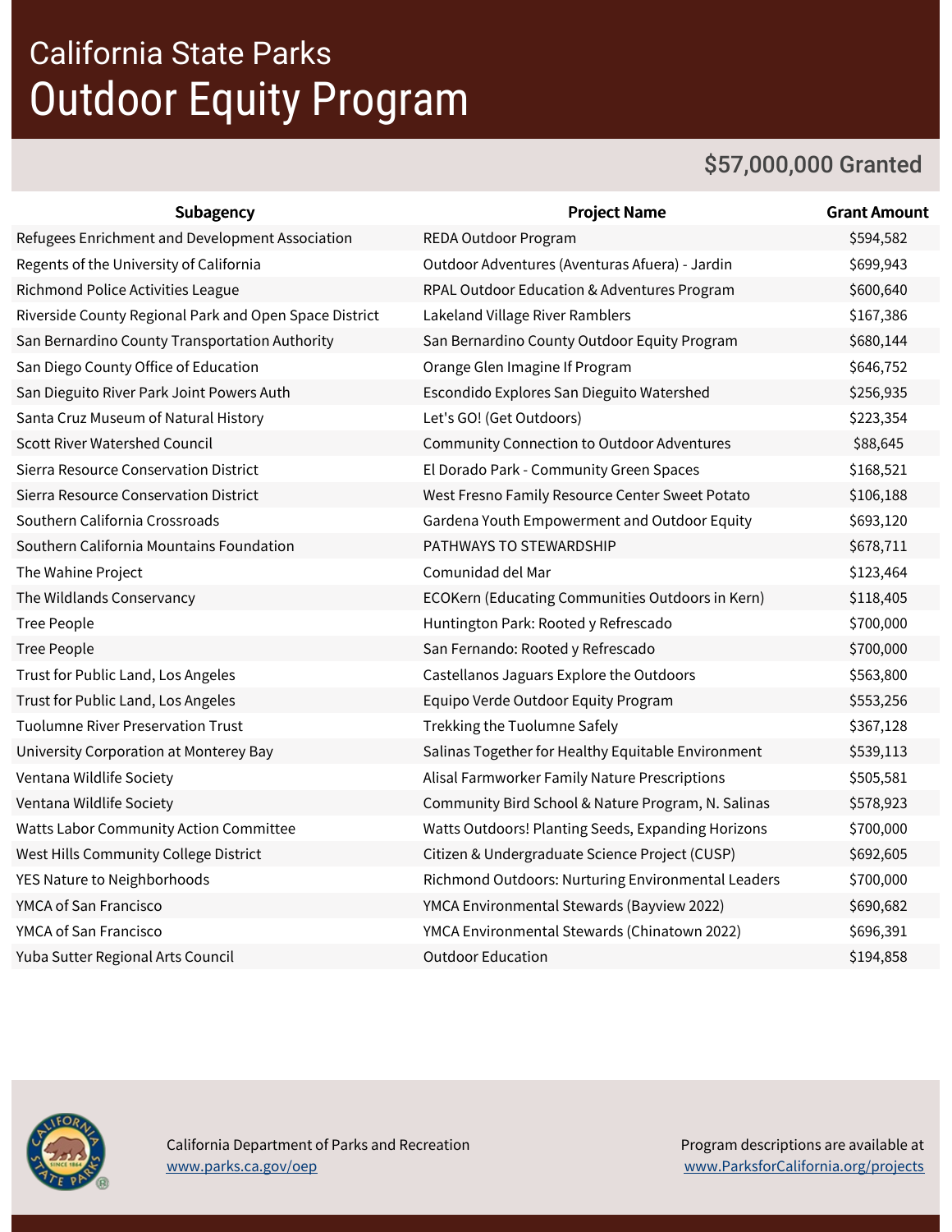California State Parks

# Outdoor Equity Program

## $57,000,000 Granted

| Subagency | Project Name | Grant Amount |
|---|---|---|
| Refugees Enrichment and Development Association | REDA Outdoor Program | $594,582 |
| Regents of the University of California | Outdoor Adventures (Aventuras Afuera) - Jardin | $699,943 |
| Richmond Police Activities League | RPAL Outdoor Education & Adventures Program | $600,640 |
| Riverside County Regional Park and Open Space District | Lakeland Village River Ramblers | $167,386 |
| San Bernardino County Transportation Authority | San Bernardino County Outdoor Equity Program | $680,144 |
| San Diego County Office of Education | Orange Glen Imagine If Program | $646,752 |
| San Dieguito River Park Joint Powers Auth | Escondido Explores San Dieguito Watershed | $256,935 |
| Santa Cruz Museum of Natural History | Let's GO! (Get Outdoors) | $223,354 |
| Scott River Watershed Council | Community Connection to Outdoor Adventures | $88,645 |
| Sierra Resource Conservation District | El Dorado Park - Community Green Spaces | $168,521 |
| Sierra Resource Conservation District | West Fresno Family Resource Center Sweet Potato | $106,188 |
| Southern California Crossroads | Gardena Youth Empowerment and Outdoor Equity | $693,120 |
| Southern California Mountains Foundation | PATHWAYS TO STEWARDSHIP | $678,711 |
| The Wahine Project | Comunidad del Mar | $123,464 |
| The Wildlands Conservancy | ECOKern (Educating Communities Outdoors in Kern) | $118,405 |
| Tree People | Huntington Park: Rooted y Refrescado | $700,000 |
| Tree People | San Fernando: Rooted y Refrescado | $700,000 |
| Trust for Public Land, Los Angeles | Castellanos Jaguars Explore the Outdoors | $563,800 |
| Trust for Public Land, Los Angeles | Equipo Verde Outdoor Equity Program | $553,256 |
| Tuolumne River Preservation Trust | Trekking the Tuolumne Safely | $367,128 |
| University Corporation at Monterey Bay | Salinas Together for Healthy Equitable Environment | $539,113 |
| Ventana Wildlife Society | Alisal Farmworker Family Nature Prescriptions | $505,581 |
| Ventana Wildlife Society | Community Bird School & Nature Program, N. Salinas | $578,923 |
| Watts Labor Community Action Committee | Watts Outdoors! Planting Seeds, Expanding Horizons | $700,000 |
| West Hills Community College District | Citizen & Undergraduate Science Project (CUSP) | $692,605 |
| YES Nature to Neighborhoods | Richmond Outdoors: Nurturing Environmental Leaders | $700,000 |
| YMCA of San Francisco | YMCA Environmental Stewards (Bayview 2022) | $690,682 |
| YMCA of San Francisco | YMCA Environmental Stewards (Chinatown 2022) | $696,391 |
| Yuba Sutter Regional Arts Council | Outdoor Education | $194,858 |

California Department of Parks and Recreation
www.parks.ca.gov/oep

Program descriptions are available at
www.ParksforCalifornia.org/projects